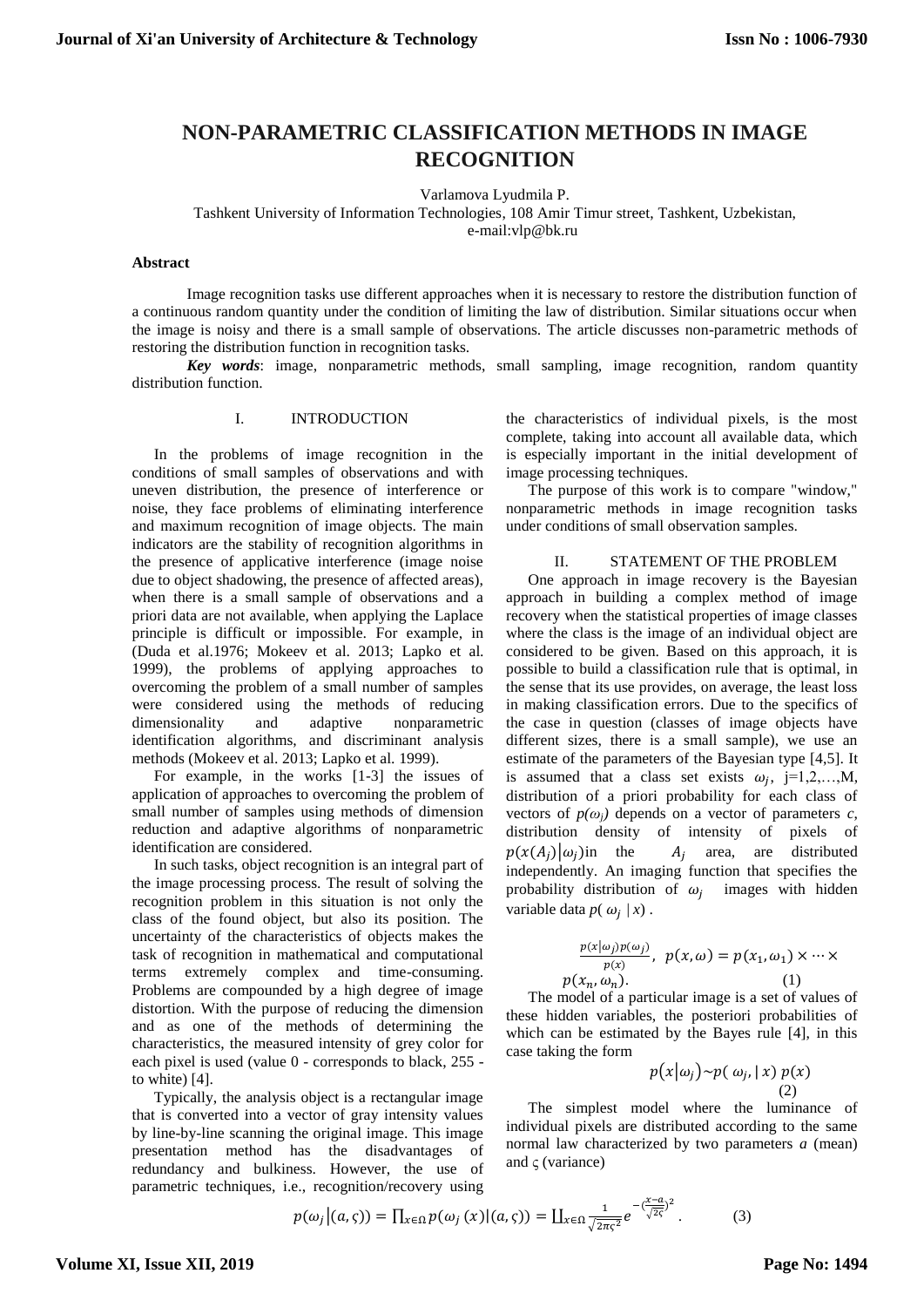# NON-PARAMETRIC CLASSIFICATION METHODS IN IMAGE RECOGNITION

Varlamova Lyudmila P.

Tashkent University of Information Technologies, 108 Amir Timur street, Tashkent, Uzbekistan,

e-mail:vlp@bk.ru

### Abstract

Image recognition tasks use different approaches when it is necessary to restore the distribution function of a continuous random quantity under the condition of limiting the law of distribution. Similar situations occur when the image is noisy and there is a small sample of observations. The article discusses non-parametric methods of restoring the distribution function in recognition tasks.

***Key words***: image, nonparametric methods, small sampling, image recognition, random quantity distribution function.

## I. INTRODUCTION

In the problems of image recognition in the conditions of small samples of observations and with uneven distribution, the presence of interference or noise, they face problems of eliminating interference and maximum recognition of image objects. The main indicators are the stability of recognition algorithms in the presence of applicative interference (image noise due to object shadowing, the presence of affected areas), when there is a small sample of observations and a priori data are not available, when applying the Laplace principle is difficult or impossible. For example, in (Duda et al.1976; Mokeev et al. 2013; Lapko et al. 1999), the problems of applying approaches to overcoming the problem of a small number of samples were considered using the methods of reducing dimensionality and adaptive nonparametric identification algorithms, and discriminant analysis methods (Mokeev et al. 2013; Lapko et al. 1999).

For example, in the works [1-3] the issues of application of approaches to overcoming the problem of small number of samples using methods of dimension reduction and adaptive algorithms of nonparametric identification are considered.

In such tasks, object recognition is an integral part of the image processing process. The result of solving the recognition problem in this situation is not only the class of the found object, but also its position. The uncertainty of the characteristics of objects makes the task of recognition in mathematical and computational terms extremely complex and time-consuming. Problems are compounded by a high degree of image distortion. With the purpose of reducing the dimension and as one of the methods of determining the characteristics, the measured intensity of grey color for each pixel is used (value 0 - corresponds to black, 255 - to white) [4].

Typically, the analysis object is a rectangular image that is converted into a vector of gray intensity values by line-by-line scanning the original image. This image presentation method has the disadvantages of redundancy and bulkiness. However, the use of parametric techniques, i.e., recognition/recovery using the characteristics of individual pixels, is the most complete, taking into account all available data, which is especially important in the initial development of image processing techniques.

The purpose of this work is to compare "window," nonparametric methods in image recognition tasks under conditions of small observation samples.

## II. STATEMENT OF THE PROBLEM

One approach in image recovery is the Bayesian approach in building a complex method of image recovery when the statistical properties of image classes where the class is the image of an individual object are considered to be given. Based on this approach, it is possible to build a classification rule that is optimal, in the sense that its use provides, on average, the least loss in making classification errors. Due to the specifics of the case in question (classes of image objects have different sizes, there is a small sample), we use an estimate of the parameters of the Bayesian type [4,5]. It is assumed that a class set exists $\omega_j$, j=1,2,…,M, distribution of a priori probability for each class of vectors of $p(\omega_j)$ depends on a vector of parameters *c*, distribution density of intensity of pixels of $p(x(A_j)|\omega_j)$in the $A_j$ area, are distributed independently. An imaging function that specifies the probability distribution of $\omega_j$ images with hidden variable data $p(\omega_j \mid x)$ .

$$\frac{p(x|\omega_j)p(\omega_j)}{p(x)},\ \ p(x,\omega) = p(x_1,\omega_1) \times \cdots \times p(x_n,\omega_n). \tag{1}$$

The model of a particular image is a set of values of these hidden variables, the posteriori probabilities of which can be estimated by the Bayes rule [4], in this case taking the form

$$p(x|\omega_j) \sim p(\omega_j, | x)\ p(x) \tag{2}$$

The simplest model where the luminance of individual pixels are distributed according to the same normal law characterized by two parameters *a* (mean) and ς (variance)

$$p(\omega_j|(a,\varsigma)) = \prod_{x\in\Omega} p(\omega_j(x)|(a,\varsigma)) = \coprod_{x\in\Omega} \frac{1}{\sqrt{2\pi\varsigma^2}} e^{-\left(\frac{x-a}{\sqrt{2\varsigma}}\right)^2}. \tag{3}$$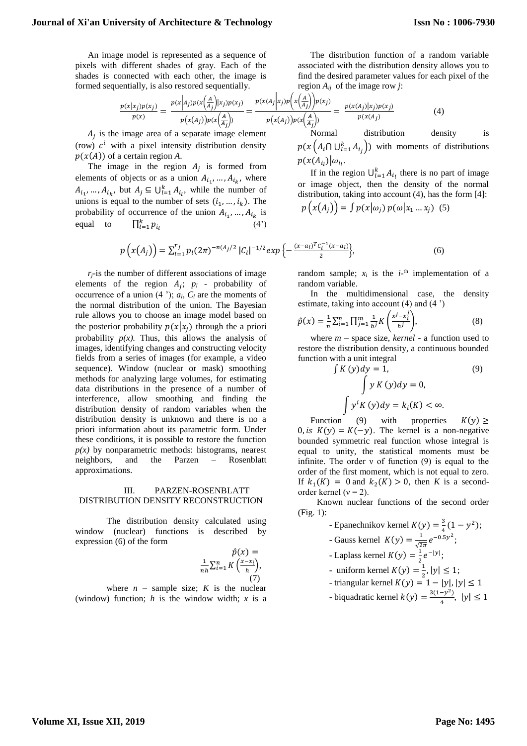An image model is represented as a sequence of pixels with different shades of gray. Each of the shades is connected with each other, the image is formed sequentially, is also restored sequentially.

The distribution function of a random variable associated with the distribution density allows you to find the desired parameter values for each pixel of the region $A_{ij}$ of the image row $j$:

$$\frac{p(x|x_j)p(x_j)}{p(x)} = \frac{p\left(x\middle|A_j\right)p\left(x\left(\frac{A}{A_j}\right)\middle|x_j\right)p(x_j)}{p\left(x(A_j)\right)p\left(x\left(\frac{A}{A_j}\right)\right)} = \frac{p\left(x(A_j\middle|x_j)p\left(x\left(\frac{A}{A_j}\right)\right)\right)p(x_j)}{p\left(x(A_j)\right)p\left(x\left(\frac{A}{A_j}\right)\right)} = \frac{p(x(A_j)|x_j)p(x_j)}{p(x(A_j))} \tag{4}$$

$A_j$ is the image area of a separate image element (row) $c^i$ with a pixel intensity distribution density $p(x(A))$ of a certain region $A$.

The image in the region $A_j$ is formed from elements of objects or as a union $A_{i_1}, \dots, A_{i_k}$, where $A_{i_1}, \dots, A_{i_k}$, but $A_j \subseteq \bigcup_{l=1}^{k} A_{i_l}$, while the number of unions is equal to the number of sets $(i_1, \dots, i_k)$. The probability of occurrence of the union $A_{i_1}, \dots, A_{i_k}$ is equal to $\prod_{l=1}^{k} p_{i_l}$ (4')

Normal distribution density is $p\left(x\left(A_i \cap \bigcup_{l=1}^{k} A_{i_j}\right)\right)$ with moments of distributions $p(x(A_{i_l})|\omega_{i_l}$.

If in the region $\bigcup_{l=1}^{k} A_{i_l}$ there is no part of image or image object, then the density of the normal distribution, taking into account (4), has the form [4]:

$$p\left(x(A_j)\right) = \int p(x|\omega_j)\, p(\omega|x_1 \dots x_j) \tag{5}$$

$$p\left(x(A_j)\right) = \sum_{l=1}^{r_j} p_l (2\pi)^{-n(A_j/2}\, |C_l|^{-1/2} exp\left\{-\frac{(x-a_l)^T C_l^{-1}(x-a_l)}{2}\right\}, \tag{6}$$

$r_j$-is the number of different associations of image elements of the region $A_j$; $p_l$ - probability of occurrence of a union (4 '); $a_l$, $C_l$ are the moments of the normal distribution of the union. The Bayesian rule allows you to choose an image model based on the posterior probability $p(x|x_j)$ through the a priori probability $p(x)$. Thus, this allows the analysis of images, identifying changes and constructing velocity fields from a series of images (for example, a video sequence). Window (nuclear or mask) smoothing methods for analyzing large volumes, for estimating data distributions in the presence of a number of interference, allow smoothing and finding the distribution density of random variables when the distribution density is unknown and there is no a priori information about its parametric form. Under these conditions, it is possible to restore the function $p(x)$ by nonparametric methods: histograms, nearest neighbors, and the Parzen – Rosenblatt approximations.

## III. PARZEN-ROSENBLATT DISTRIBUTION DENSITY RECONSTRUCTION

The distribution density calculated using window (nuclear) functions is described by expression (6) of the form

$$\hat{p}(x) = \frac{1}{nh}\sum_{i=1}^{n} K\left(\frac{x-x_i}{h}\right), \tag{7}$$

where $n$ – sample size; $K$ is the nuclear (window) function; $h$ is the window width; $x$ is a random sample; $x_i$ is the $i$-th implementation of a random variable.

In the multidimensional case, the density estimate, taking into account (4) and (4 ')

$$\hat{p}(x) = \frac{1}{n}\sum_{i=1}^{n}\prod_{j=1}^{m}\frac{1}{h^j}K\left(\frac{x^j - x_i^j}{h^j}\right), \tag{8}$$

where $m$ – space size, *kernel* - a function used to restore the distribution density, a continuous bounded function with a unit integral

$$\int K(y)dy = 1, \tag{9}$$

$$\int y\, K(y)dy = 0,$$

$$\int y^i K(y)dy = k_i(K) < \infty.$$

Function (9) with properties $K(y) \geq 0$, *is* $K(y) = K(-y)$. The kernel is a non-negative bounded symmetric real function whose integral is equal to unity, the statistical moments must be infinite. The order ν of function (9) is equal to the order of the first moment, which is not equal to zero. If $k_1(K) = 0$ and $k_2(K) > 0$, then $K$ is a second-order kernel (ν = 2).

Known nuclear functions of the second order (Fig. 1):

- Epanechnikov kernel $K(y) = \frac{3}{4}(1 - y^2)$;
- Gauss kernel $K(y) = \frac{1}{\sqrt{2\pi}}e^{-0.5y^2}$;
- Laplass kernel $K(y) = \frac{1}{2}e^{-|y|}$;
- uniform kernel $K(y) = \frac{1}{2}, |y| \leq 1$;
- triangular kernel $K(y) = 1 - |y|, |y| \leq 1$
- biquadratic kernel $k(y) = \frac{3(1-y^2)}{4},\ |y| \leq 1$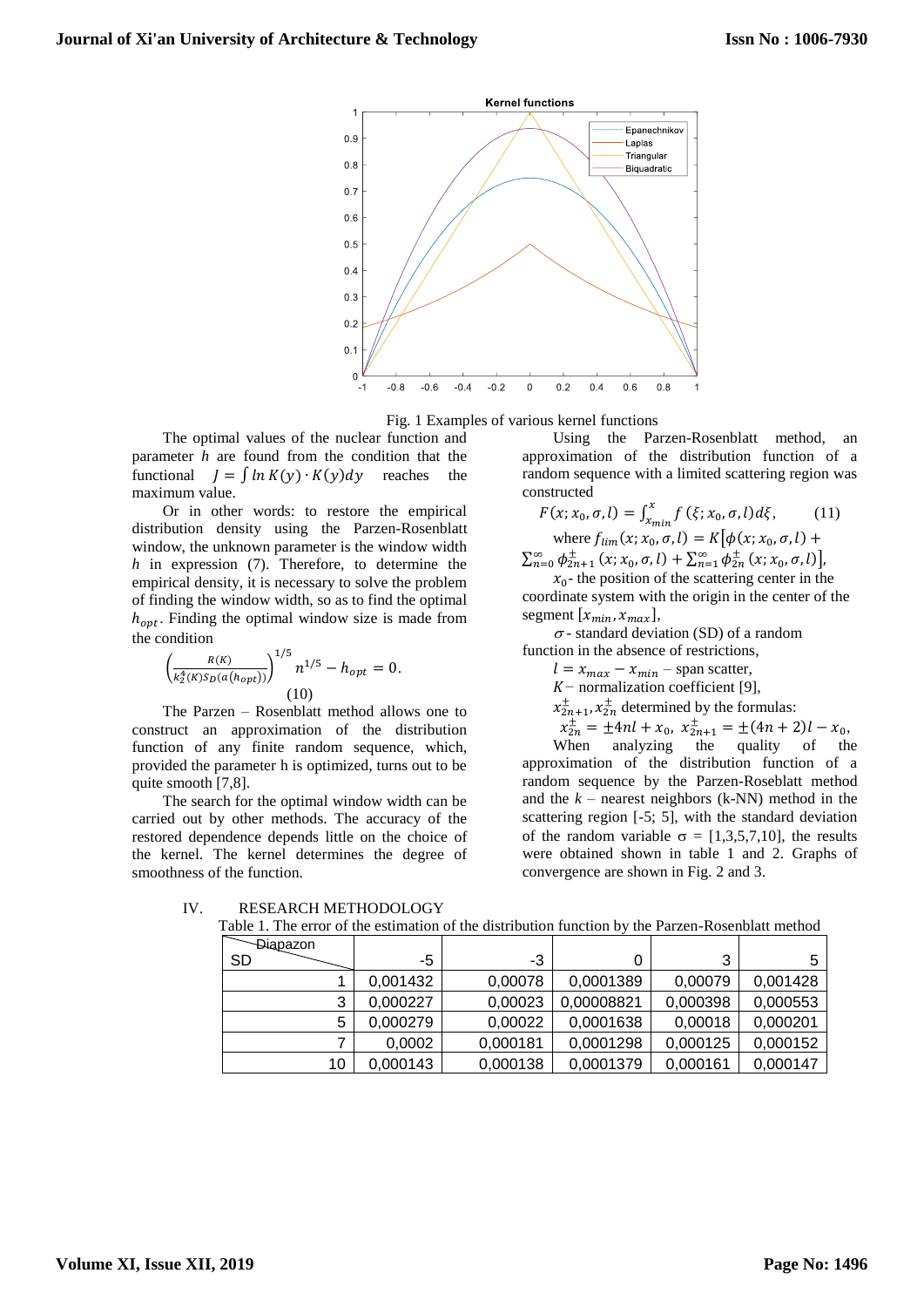Fig. 1 Examples of various kernel functions

The optimal values of the nuclear function and parameter $h$ are found from the condition that the functional $J = \int ln\, K(y) \cdot K(y)dy$ reaches the maximum value.

Or in other words: to restore the empirical distribution density using the Parzen-Rosenblatt window, the unknown parameter is the window width $h$ in expression (7). Therefore, to determine the empirical density, it is necessary to solve the problem of finding the window width, so as to find the optimal $h_{opt}$. Finding the optimal window size is made from the condition

$$\left(\frac{R(K)}{k_2^4(K)S_D(a(h_{opt}))}\right)^{1/5} n^{1/5} - h_{opt} = 0. \quad (10)$$

The Parzen – Rosenblatt method allows one to construct an approximation of the distribution function of any finite random sequence, which, provided the parameter h is optimized, turns out to be quite smooth [7,8].

The search for the optimal window width can be carried out by other methods. The accuracy of the restored dependence depends little on the choice of the kernel. The kernel determines the degree of smoothness of the function.

Using the Parzen-Rosenblatt method, an approximation of the distribution function of a random sequence with a limited scattering region was constructed

$$F(x; x_0, \sigma, l) = \int_{x_{min}}^{x} f\,(\xi; x_0, \sigma, l)d\xi, \quad (11)$$

where $f_{lim}(x; x_0, \sigma, l) = K\big[\phi(x; x_0, \sigma, l) + \sum_{n=0}^{\infty} \phi_{2n+1}^{\pm}(x; x_0, \sigma, l) + \sum_{n=1}^{\infty} \phi_{2n}^{\pm}(x; x_0, \sigma, l)\big]$,

$x_0$- the position of the scattering center in the coordinate system with the origin in the center of the segment $[x_{min}, x_{max}]$,

$\sigma$ - standard deviation (SD) of a random function in the absence of restrictions,

$l = x_{max} - x_{min}$ – span scatter,

$K$– normalization coefficient [9],

$x_{2n+1}^{\pm}, x_{2n}^{\pm}$ determined by the formulas:

$x_{2n}^{\pm} = \pm 4nl + x_0,\ x_{2n+1}^{\pm} = \pm(4n+2)l - x_0,$

When analyzing the quality of the approximation of the distribution function of a random sequence by the Parzen-Roseblatt method and the $k$ – nearest neighbors (k-NN) method in the scattering region [-5; 5], with the standard deviation of the random variable σ = [1,3,5,7,10], the results were obtained shown in table 1 and 2. Graphs of convergence are shown in Fig. 2 and 3.

## IV. RESEARCH METHODOLOGY

Table 1. The error of the estimation of the distribution function by the Parzen-Rosenblatt method

| SD \ Diapazon | -5 | -3 | 0 | 3 | 5 |
|---|---|---|---|---|---|
| 1 | 0,001432 | 0,00078 | 0,0001389 | 0,00079 | 0,001428 |
| 3 | 0,000227 | 0,00023 | 0,00008821 | 0,000398 | 0,000553 |
| 5 | 0,000279 | 0,00022 | 0,0001638 | 0,00018 | 0,000201 |
| 7 | 0,0002 | 0,000181 | 0,0001298 | 0,000125 | 0,000152 |
| 10 | 0,000143 | 0,000138 | 0,0001379 | 0,000161 | 0,000147 |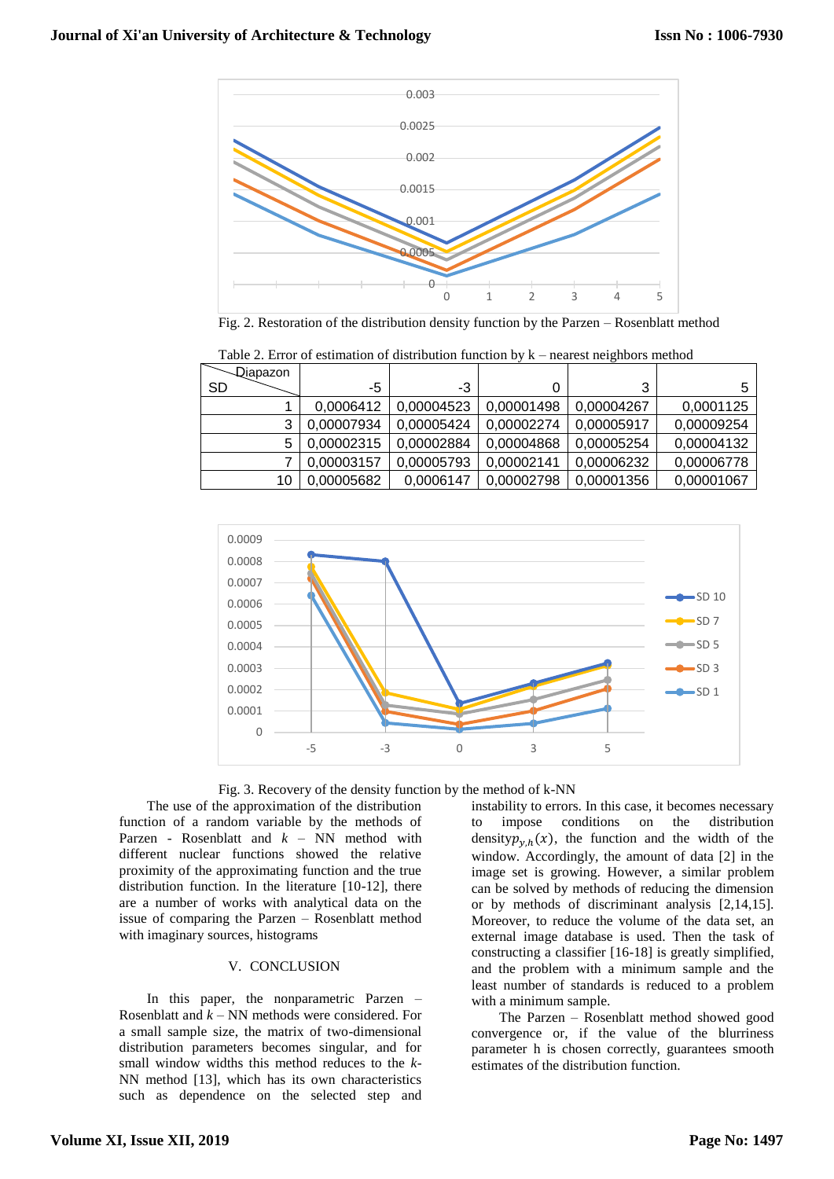Fig. 2. Restoration of the distribution density function by the Parzen – Rosenblatt method

Table 2. Error of estimation of distribution function by k – nearest neighbors method

| SD \ Diapazon | -5 | -3 | 0 | 3 | 5 |
|---|---|---|---|---|---|
| 1 | 0,0006412 | 0,00004523 | 0,00001498 | 0,00004267 | 0,0001125 |
| 3 | 0,00007934 | 0,00005424 | 0,00002274 | 0,00005917 | 0,00009254 |
| 5 | 0,00002315 | 0,00002884 | 0,00004868 | 0,00005254 | 0,00004132 |
| 7 | 0,00003157 | 0,00005793 | 0,00002141 | 0,00006232 | 0,00006778 |
| 10 | 0,00005682 | 0,0006147 | 0,00002798 | 0,00001356 | 0,00001067 |

Fig. 3. Recovery of the density function by the method of k-NN

The use of the approximation of the distribution function of a random variable by the methods of Parzen - Rosenblatt and $k$ – NN method with different nuclear functions showed the relative proximity of the approximating function and the true distribution function. In the literature [10-12], there are a number of works with analytical data on the issue of comparing the Parzen – Rosenblatt method with imaginary sources, histograms

## V. CONCLUSION

In this paper, the nonparametric Parzen – Rosenblatt and $k$ – NN methods were considered. For a small sample size, the matrix of two-dimensional distribution parameters becomes singular, and for small window widths this method reduces to the $k$-NN method [13], which has its own characteristics such as dependence on the selected step and instability to errors. In this case, it becomes necessary to impose conditions on the distribution density$p_{y,h}(x)$, the function and the width of the window. Accordingly, the amount of data [2] in the image set is growing. However, a similar problem can be solved by methods of reducing the dimension or by methods of discriminant analysis [2,14,15]. Moreover, to reduce the volume of the data set, an external image database is used. Then the task of constructing a classifier [16-18] is greatly simplified, and the problem with a minimum sample and the least number of standards is reduced to a problem with a minimum sample.

The Parzen – Rosenblatt method showed good convergence or, if the value of the blurriness parameter h is chosen correctly, guarantees smooth estimates of the distribution function.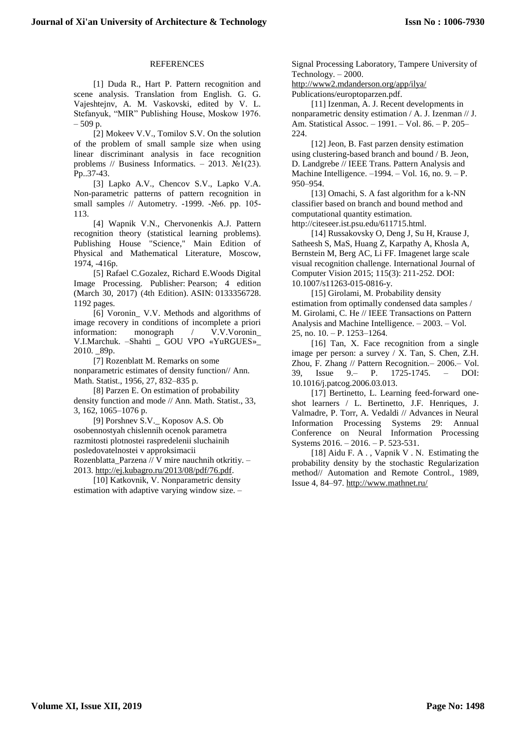## REFERENCES

[1] Duda R., Hart P. Pattern recognition and scene analysis. Translation from English. G. G. Vajeshtejnv, A. M. Vaskovski, edited by V. L. Stefanyuk, "MIR" Publishing House, Moskow 1976. – 509 p.

[2] Mokeev V.V., Tomilov S.V. On the solution of the problem of small sample size when using linear discriminant analysis in face recognition problems // Business Informatics. – 2013. №1(23). Pp..37-43.

[3] Lapko A.V., Chencov S.V., Lapko V.A. Non-parametric patterns of pattern recognition in small samples // Autometry. -1999. -№6. pp. 105-113.

[4] Wapnik V.N., Chervonenkis A.J. Pattern recognition theory (statistical learning problems). Publishing House "Science," Main Edition of Physical and Mathematical Literature, Moscow, 1974, -416p.

[5] Rafael C.Gozalez, Richard E.Woods Digital Image Processing. Publisher: Pearson; 4 edition (March 30, 2017) (4th Edition). ASIN: 0133356728. 1192 pages.

[6] Voronin_ V.V. Methods and algorithms of image recovery in conditions of incomplete a priori information: monograph / V.V.Voronin_ V.I.Marchuk. –Shahti _ GOU VPO «YuRGUES»_ 2010. _89p.

[7] Rozenblatt M. Remarks on some nonparametric estimates of density function// Ann. Math. Statist., 1956, 27, 832–835 p.

[8] Parzen E. On estimation of probability density function and mode // Ann. Math. Statist., 33, 3, 162, 1065–1076 p.

[9] Porshnev S.V._ Koposov A.S. Ob osobennostyah chislennih ocenok parametra razmitosti plotnostei raspredelenii sluchainih posledovatelnostei v approksimacii Rozenblatta_Parzena // V mire nauchnih otkritiy. – 2013. http://ej.kubagro.ru/2013/08/pdf/76.pdf.

[10] Katkovnik, V. Nonparametric density estimation with adaptive varying window size. – Signal Processing Laboratory, Tampere University of Technology. – 2000. http://www2.mdanderson.org/app/ilya/Publications/europtoparzen.pdf.

[11] Izenman, A. J. Recent developments in nonparametric density estimation / A. J. Izenman // J. Am. Statistical Assoc. – 1991. – Vol. 86. – P. 205–224.

[12] Jeon, B. Fast parzen density estimation using clustering-based branch and bound / B. Jeon, D. Landgrebe // IEEE Trans. Pattern Analysis and Machine Intelligence. –1994. – Vol. 16, no. 9. – P. 950–954.

[13] Omachi, S. A fast algorithm for a k-NN classifier based on branch and bound method and computational quantity estimation. http://citeseer.ist.psu.edu/611715.html.

[14] Russakovsky O, Deng J, Su H, Krause J, Satheesh S, MaS, Huang Z, Karpathy A, Khosla A, Bernstein M, Berg AC, Li FF. Imagenet large scale visual recognition challenge. International Journal of Computer Vision 2015; 115(3): 211-252. DOI: 10.1007/s11263-015-0816-y.

[15] Girolami, M. Probability density estimation from optimally condensed data samples / M. Girolami, C. He // IEEE Transactions on Pattern Analysis and Machine Intelligence. – 2003. – Vol. 25, no. 10. – P. 1253–1264.

[16] Tan, X. Face recognition from a single image per person: a survey / X. Tan, S. Chen, Z.H. Zhou, F. Zhang // Pattern Recognition.– 2006.– Vol. 39, Issue 9.– P. 1725-1745. – DOI: 10.1016/j.patcog.2006.03.013.

[17] Bertinetto, L. Learning feed-forward one-shot learners / L. Bertinetto, J.F. Henriques, J. Valmadre, P. Torr, A. Vedaldi // Advances in Neural Information Processing Systems 29: Annual Conference on Neural Information Processing Systems 2016. – 2016. – P. 523-531.

[18] Aidu F. A . , Vapnik V . N. Estimating the probability density by the stochastic Regularization method// Automation and Remote Control., 1989, Issue 4, 84–97. http://www.mathnet.ru/